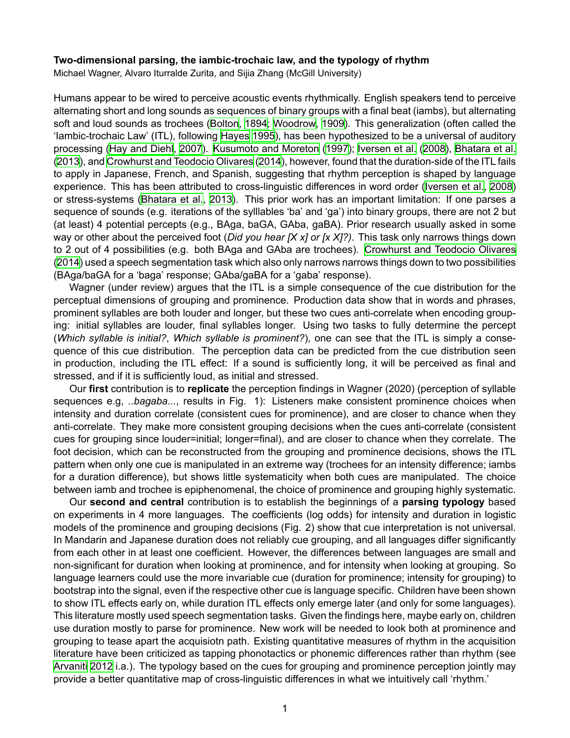**Two-dimensional parsing, the iambic-trochaic law, and the typology of rhythm**

Michael Wagner, Alvaro Iturralde Zurita, and Sijia Zhang (McGill University)

Humans appear to be wired to perceive acoustic events rhythmically. English speakers tend to perceive alternating short and long sounds as sequences of binary groups with a final beat (iambs), but alternating soft and loud sounds as trochees (Bolton, 1894; Woodrow, 1909). This generalization (often called the 'Iambic-trochaic Law' (ITL), following Hayes 1995), has been hypothesized to be a universal of auditory processing (Hay and Diehl, 2007). Kusumoto and Moreton (1997); Iversen et al. (2008), Bhatara et al. (2013), and Crowhurst and Teodocio Olivares (2014), however, found that the duration-side of the ITL fails to apply in Japanese, French, and Spanish, suggesting that rhythm perception is shaped by language experience. This has been attributed to cross-linguistic differences in word order (Iversen et al., 2008) or stress-systems (Bhatara et al., 2013). This prior work has an important limitation: If one parses a sequence of sounds (e.g. iterations of the sylllables 'ba' and 'ga') into binary groups, there are not 2 but (at least) 4 potential percepts (e.g., BAga, baGA, GAba, gaBA). Prior research usually asked in some way or other about the perceived foot (*Did you hear [X x] or [x X]?)*. This task only narrows things down to 2 out of 4 possibilities (e.g. both BAga and GAba are trochees). Crowhurst and Teodocio Olivares (2014) used a speech segmentation task which also only narrows narrows things down to two possibilities (BAga/baGA for a 'baga' response; GAba/gaBA for a 'gaba' response).

Wagner (under review) argues that the ITL is a simple consequence of the cue distribution for the perceptual dimensions of grouping and prominence. Production data show that in words and phrases, prominent syllables are both louder and longer, but these two cues anti-correlate when encoding grouping: initial syllables are louder, final syllables longer. Using two tasks to fully determine the percept (*Which syllable is initial?*, *Which syllable is prominent?*), one can see that the ITL is simply a consequence of this cue distribution. The perception data can be predicted from the cue distribution seen in production, including the ITL effect: If a sound is sufficiently long, it will be perceived as final and stressed, and if it is sufficiently loud, as initial and stressed.

Our **first** contribution is to **replicate** the perception findings in Wagner (2020) (perception of syllable sequences e.g, *..bagaba...*, results in Fig. 1): Listeners make consistent prominence choices when intensity and duration correlate (consistent cues for prominence), and are closer to chance when they anti-correlate. They make more consistent grouping decisions when the cues anti-correlate (consistent cues for grouping since louder=initial; longer=final), and are closer to chance when they correlate. The foot decision, which can be reconstructed from the grouping and prominence decisions, shows the ITL pattern when only one cue is manipulated in an extreme way (trochees for an intensity difference; iambs for a duration difference), but shows little systematicity when both cues are manipulated. The choice between iamb and trochee is epiphenomenal, the choice of prominence and grouping highly systematic.

Our **second and central** contribution is to establish the beginnings of a **parsing typology** based on experiments in 4 more languages. The coefficients (log odds) for intensity and duration in logistic models of the prominence and grouping decisions (Fig. 2) show that cue interpretation is not universal. In Mandarin and Japanese duration does not reliably cue grouping, and all languages differ significantly from each other in at least one coefficient. However, the differences between languages are small and non-significant for duration when looking at prominence, and for intensity when looking at grouping. So language learners could use the more invariable cue (duration for prominence; intensity for grouping) to bootstrap into the signal, even if the respective other cue is language specific. Children have been shown to show ITL effects early on, while duration ITL effects only emerge later (and only for some languages). This literature mostly used speech segmentation tasks. Given the findings here, maybe early on, children use duration mostly to parse for prominence. New work will be needed to look both at prominence and grouping to tease apart the acquisiotn path. Existing quantitative measures of rhythm in the acquisition literature have been criticized as tapping phonotactics or phonemic differences rather than rhythm (see Arvaniti 2012 i.a.). The typology based on the cues for grouping and prominence perception jointly may provide a better quantitative map of cross-linguistic differences in what we intuitively call 'rhythm.'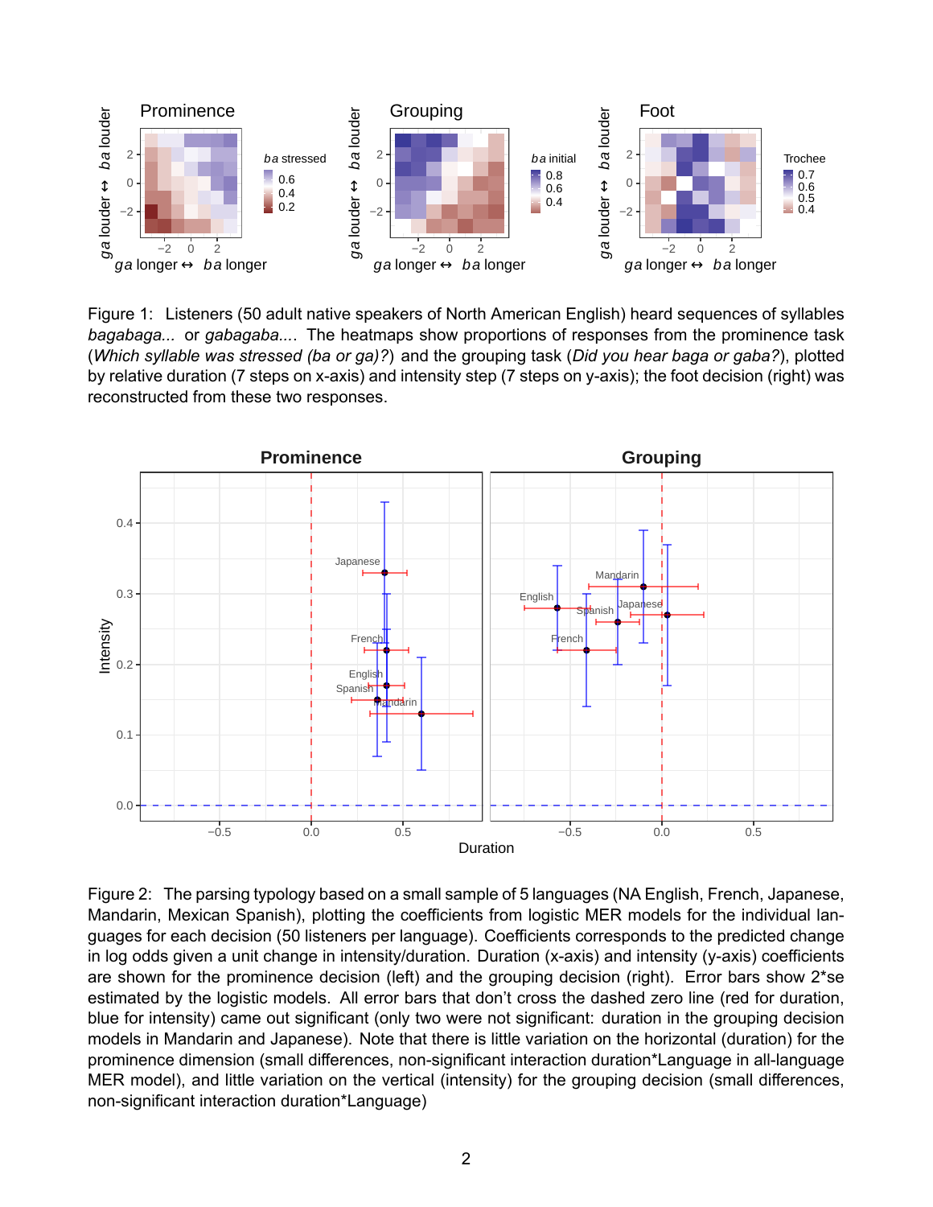Prominence

*ba* stressed
0.6
0.4
0.2

*ga* louder ↔ *ba* louder
2
0
−2
−2 0 2
*ga* longer ↔ *ba* longer

Grouping

*ba* initial
0.8
0.6
0.4

*ga* louder ↔ *ba* louder
2
0
−2
−2 0 2
*ga* longer ↔ *ba* longer

Foot

Trochee
0.7
0.6
0.5
0.4

*ga* louder ↔ *ba* louder
2
0
−2
−2 0 2
*ga* longer ↔ *ba* longer

Figure 1: Listeners (50 adult native speakers of North American English) heard sequences of syllables *bagabaga...* or *gabagaba....* The heatmaps show proportions of responses from the prominence task (*Which syllable was stressed (ba or ga)?*) and the grouping task (*Did you hear baga or gaba?*), plotted by relative duration (7 steps on x-axis) and intensity step (7 steps on y-axis); the foot decision (right) was reconstructed from these two responses.

**Prominence**

**Grouping**

Intensity
0.4
0.3
0.2
0.1
0.0

Japanese
French
English
Spanish
Mandarin

Mandarin
English
Spanish
Japanese
French

−0.5 0.0 0.5
−0.5 0.0 0.5
Duration

Figure 2: The parsing typology based on a small sample of 5 languages (NA English, French, Japanese, Mandarin, Mexican Spanish), plotting the coefficients from logistic MER models for the individual languages for each decision (50 listeners per language). Coefficients corresponds to the predicted change in log odds given a unit change in intensity/duration. Duration (x-axis) and intensity (y-axis) coefficients are shown for the prominence decision (left) and the grouping decision (right). Error bars show 2*se estimated by the logistic models. All error bars that don't cross the dashed zero line (red for duration, blue for intensity) came out significant (only two were not significant: duration in the grouping decision models in Mandarin and Japanese). Note that there is little variation on the horizontal (duration) for the prominence dimension (small differences, non-significant interaction duration*Language in all-language MER model), and little variation on the vertical (intensity) for the grouping decision (small differences, non-significant interaction duration*Language)